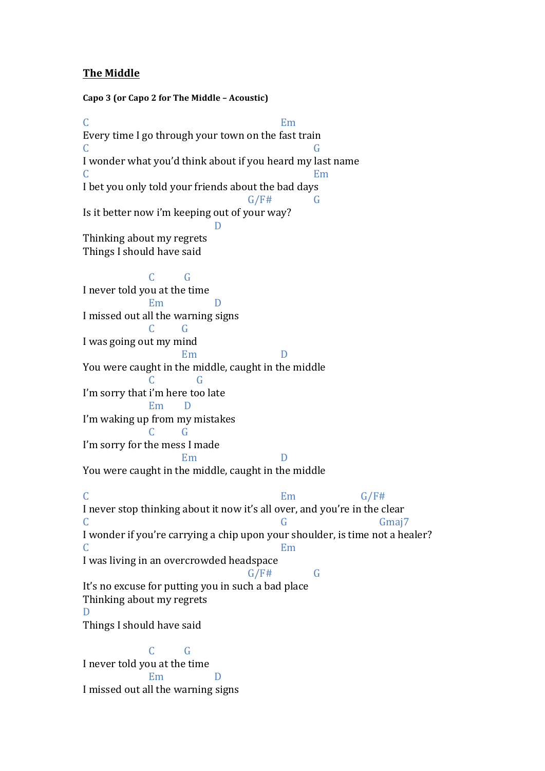# The Middle

**Capo 3 (or Capo 2 for The Middle – Acoustic)**

```
C                                           Em
Every time I go through your town on the fast train
C                                                  G
I wonder what you'd think about if you heard my last name
C                                                  Em
I bet you only told your friends about the bad days
                                     G/F#          G
Is it better now i'm keeping out of your way?
                              D
Thinking about my regrets
Things I should have said

              C        G
I never told you at the time
              Em              D
I missed out all the warning signs
              C       G
I was going out my mind
                     Em                     D
You were caught in the middle, caught in the middle
              C          G
I'm sorry that i'm here too late
              Em      D
I'm waking up from my mistakes
              C       G
I'm sorry for the mess I made
                     Em                     D
You were caught in the middle, caught in the middle

C                                           Em                  G/F#
I never stop thinking about it now it's all over, and you're in the clear
C                                           G                   Gmaj7
I wonder if you're carrying a chip upon your shoulder, is time not a healer?
C                                           Em
I was living in an overcrowded headspace
                                     G/F#          G
It's no excuse for putting you in such a bad place
Thinking about my regrets
D
Things I should have said

              C        G
I never told you at the time
              Em              D
I missed out all the warning signs
```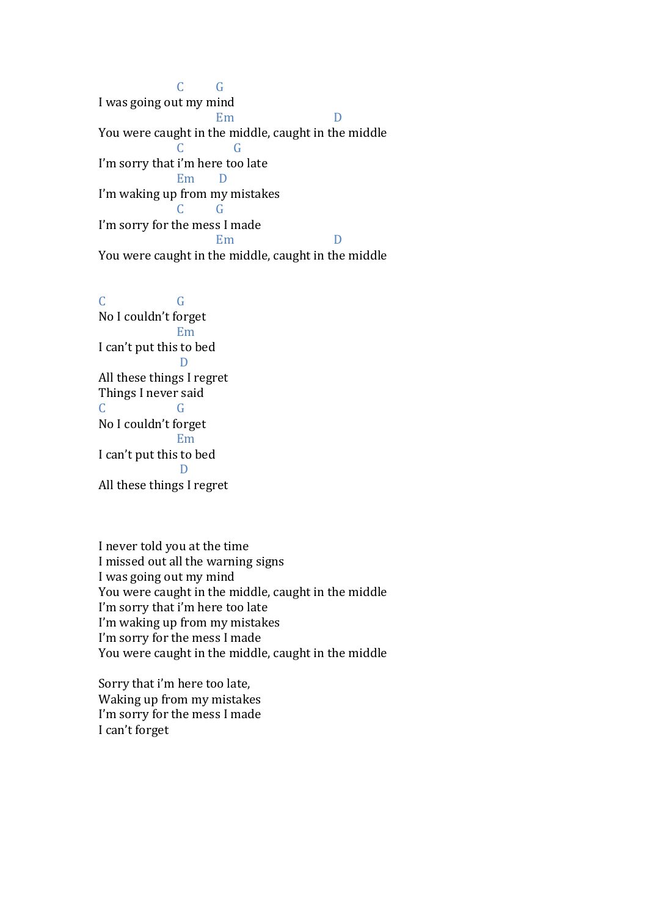```
                    C         G
I was going out my mind
                              Em                           D
You were caught in the middle, caught in the middle
                    C              G
I'm sorry that i'm here too late
                    Em       D
I'm waking up from my mistakes
                    C         G
I'm sorry for the mess I made
                              Em                           D
You were caught in the middle, caught in the middle


C                   G
No I couldn't forget
                    Em
I can't put this to bed
                     D
All these things I regret
Things I never said
C                   G
No I couldn't forget
                    Em
I can't put this to bed
                     D
All these things I regret
```

I never told you at the time  
I missed out all the warning signs  
I was going out my mind  
You were caught in the middle, caught in the middle  
I'm sorry that i'm here too late  
I'm waking up from my mistakes  
I'm sorry for the mess I made  
You were caught in the middle, caught in the middle

Sorry that i'm here too late,  
Waking up from my mistakes  
I'm sorry for the mess I made  
I can't forget